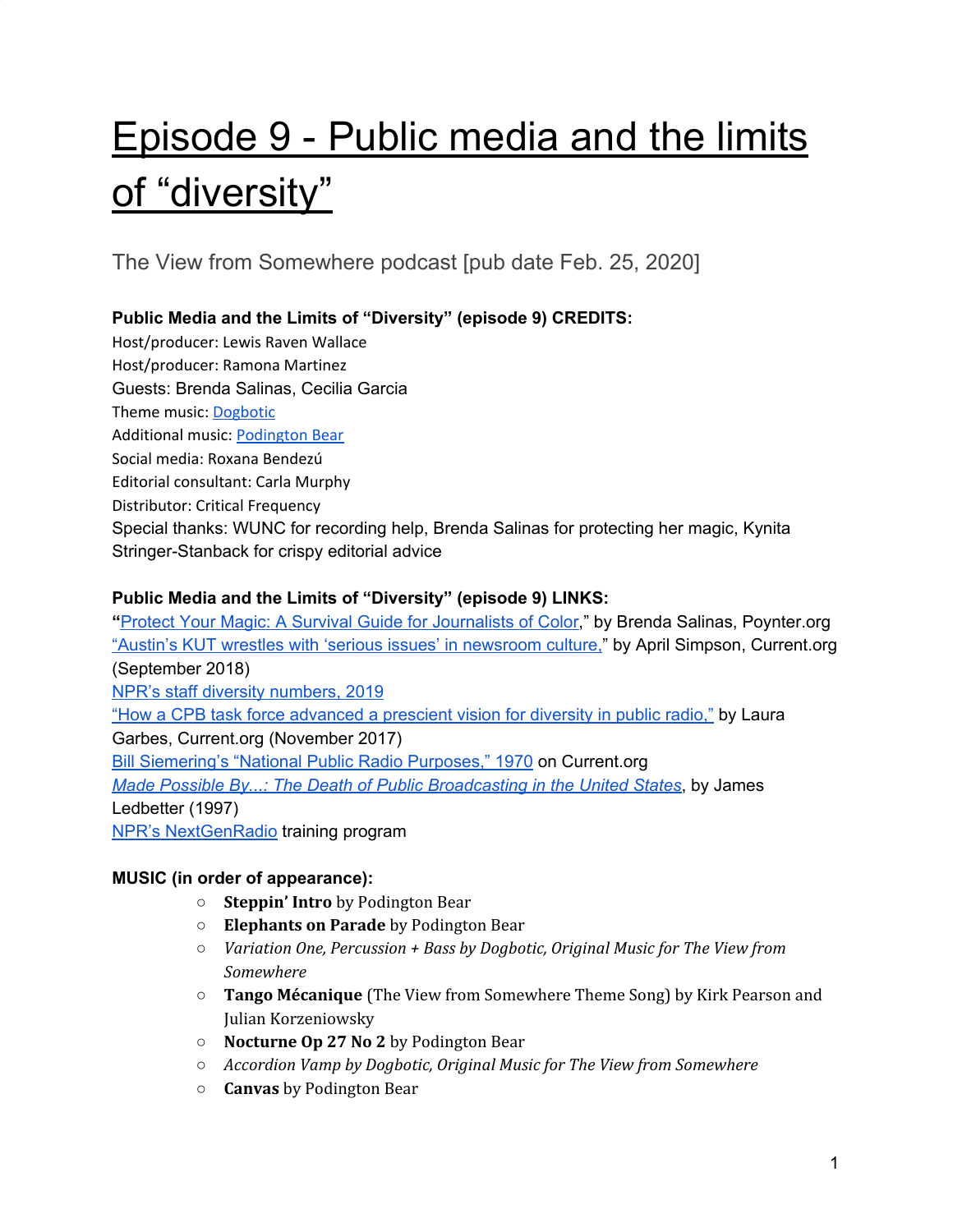# Episode 9 - Public media and the limits of "diversity"

The View from Somewhere podcast [pub date Feb. 25, 2020]

**Public Media and the Limits of "Diversity" (episode 9) CREDITS:**

Host/producer: Lewis Raven Wallace
Host/producer: Ramona Martinez
Guests: Brenda Salinas, Cecilia Garcia
Theme music: Dogbotic
Additional music: Podington Bear
Social media: Roxana Bendezú
Editorial consultant: Carla Murphy
Distributor: Critical Frequency
Special thanks: WUNC for recording help, Brenda Salinas for protecting her magic, Kynita Stringer-Stanback for crispy editorial advice

**Public Media and the Limits of "Diversity" (episode 9) LINKS:**

"Protect Your Magic: A Survival Guide for Journalists of Color," by Brenda Salinas, Poynter.org
"Austin's KUT wrestles with 'serious issues' in newsroom culture," by April Simpson, Current.org (September 2018)
NPR's staff diversity numbers, 2019
"How a CPB task force advanced a prescient vision for diversity in public radio," by Laura Garbes, Current.org (November 2017)
Bill Siemering's "National Public Radio Purposes," 1970 on Current.org
*Made Possible By...: The Death of Public Broadcasting in the United States*, by James Ledbetter (1997)
NPR's NextGenRadio training program

**MUSIC (in order of appearance):**

- **Steppin' Intro** by Podington Bear
- **Elephants on Parade** by Podington Bear
- *Variation One, Percussion + Bass by Dogbotic, Original Music for The View from Somewhere*
- **Tango Mécanique** (The View from Somewhere Theme Song) by Kirk Pearson and Julian Korzeniowsky
- **Nocturne Op 27 No 2** by Podington Bear
- *Accordion Vamp by Dogbotic, Original Music for The View from Somewhere*
- **Canvas** by Podington Bear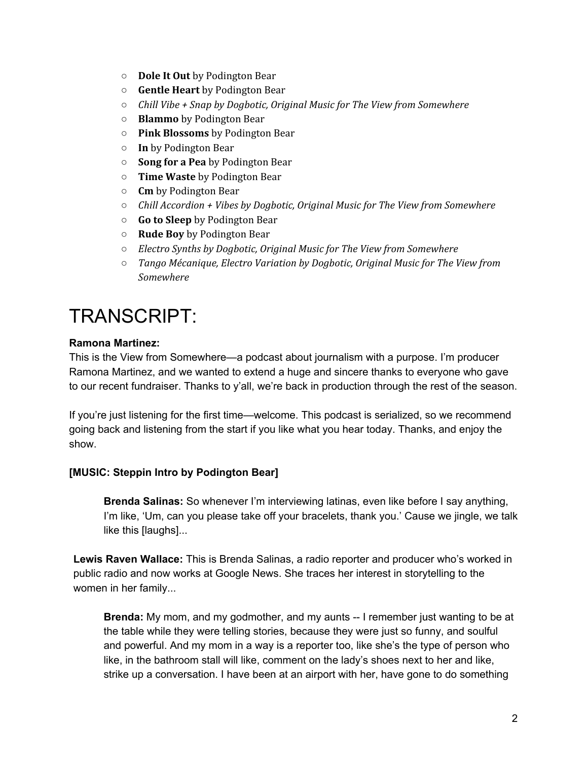- **Dole It Out** by Podington Bear
- **Gentle Heart** by Podington Bear
- *Chill Vibe + Snap by Dogbotic, Original Music for The View from Somewhere*
- **Blammo** by Podington Bear
- **Pink Blossoms** by Podington Bear
- **In** by Podington Bear
- **Song for a Pea** by Podington Bear
- **Time Waste** by Podington Bear
- **Cm** by Podington Bear
- *Chill Accordion + Vibes by Dogbotic, Original Music for The View from Somewhere*
- **Go to Sleep** by Podington Bear
- **Rude Boy** by Podington Bear
- *Electro Synths by Dogbotic, Original Music for The View from Somewhere*
- *Tango Mécanique, Electro Variation by Dogbotic, Original Music for The View from Somewhere*

# TRANSCRIPT:

**Ramona Martinez:**
This is the View from Somewhere—a podcast about journalism with a purpose. I'm producer Ramona Martinez, and we wanted to extend a huge and sincere thanks to everyone who gave to our recent fundraiser. Thanks to y'all, we're back in production through the rest of the season.

If you're just listening for the first time—welcome. This podcast is serialized, so we recommend going back and listening from the start if you like what you hear today. Thanks, and enjoy the show.

**[MUSIC: Steppin Intro by Podington Bear]**

> **Brenda Salinas:** So whenever I'm interviewing latinas, even like before I say anything, I'm like, 'Um, can you please take off your bracelets, thank you.' Cause we jingle, we talk like this [laughs]...

**Lewis Raven Wallace:** This is Brenda Salinas, a radio reporter and producer who's worked in public radio and now works at Google News. She traces her interest in storytelling to the women in her family...

> **Brenda:** My mom, and my godmother, and my aunts -- I remember just wanting to be at the table while they were telling stories, because they were just so funny, and soulful and powerful. And my mom in a way is a reporter too, like she's the type of person who like, in the bathroom stall will like, comment on the lady's shoes next to her and like, strike up a conversation. I have been at an airport with her, have gone to do something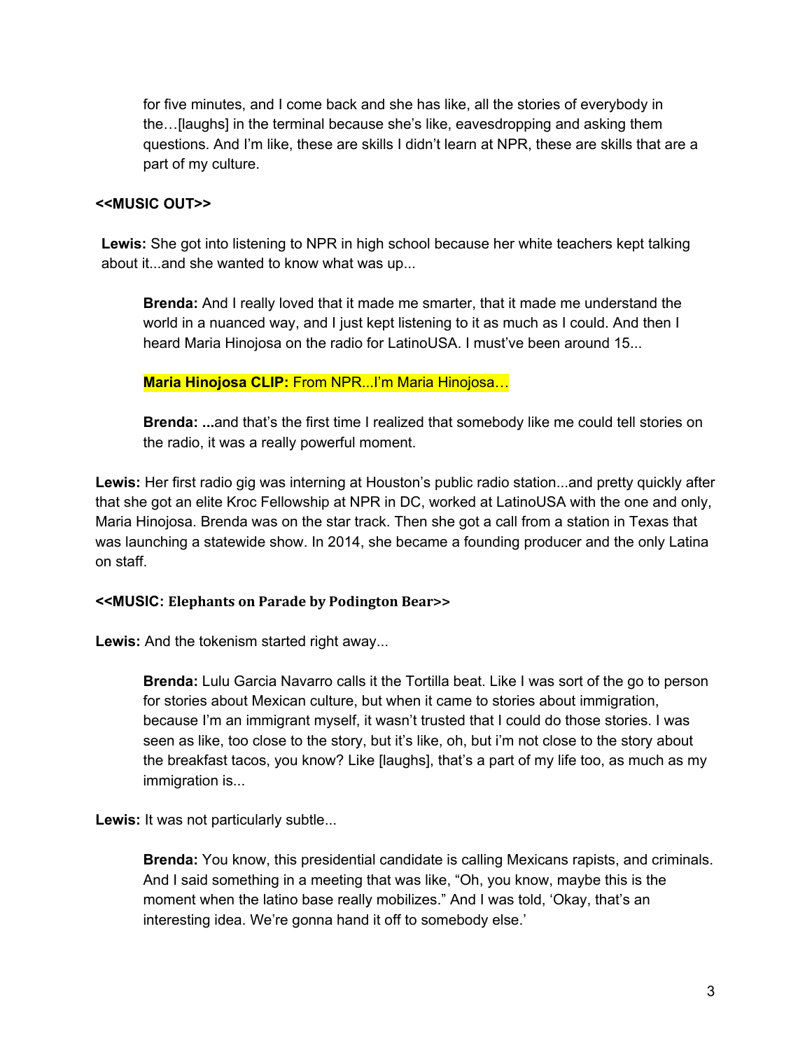for five minutes, and I come back and she has like, all the stories of everybody in the…[laughs] in the terminal because she's like, eavesdropping and asking them questions. And I'm like, these are skills I didn't learn at NPR, these are skills that are a part of my culture.

**<<MUSIC OUT>>**

**Lewis:** She got into listening to NPR in high school because her white teachers kept talking about it...and she wanted to know what was up...

**Brenda:** And I really loved that it made me smarter, that it made me understand the world in a nuanced way, and I just kept listening to it as much as I could. And then I heard Maria Hinojosa on the radio for LatinoUSA. I must've been around 15...

**Maria Hinojosa CLIP:** From NPR...I'm Maria Hinojosa…

**Brenda: ...**and that's the first time I realized that somebody like me could tell stories on the radio, it was a really powerful moment.

**Lewis:** Her first radio gig was interning at Houston's public radio station...and pretty quickly after that she got an elite Kroc Fellowship at NPR in DC, worked at LatinoUSA with the one and only, Maria Hinojosa. Brenda was on the star track. Then she got a call from a station in Texas that was launching a statewide show. In 2014, she became a founding producer and the only Latina on staff.

**<<MUSIC: Elephants on Parade by Podington Bear>>**

**Lewis:** And the tokenism started right away...

**Brenda:** Lulu Garcia Navarro calls it the Tortilla beat. Like I was sort of the go to person for stories about Mexican culture, but when it came to stories about immigration, because I'm an immigrant myself, it wasn't trusted that I could do those stories. I was seen as like, too close to the story, but it's like, oh, but i'm not close to the story about the breakfast tacos, you know? Like [laughs], that's a part of my life too, as much as my immigration is...

**Lewis:** It was not particularly subtle...

**Brenda:** You know, this presidential candidate is calling Mexicans rapists, and criminals. And I said something in a meeting that was like, "Oh, you know, maybe this is the moment when the latino base really mobilizes." And I was told, 'Okay, that's an interesting idea. We're gonna hand it off to somebody else.'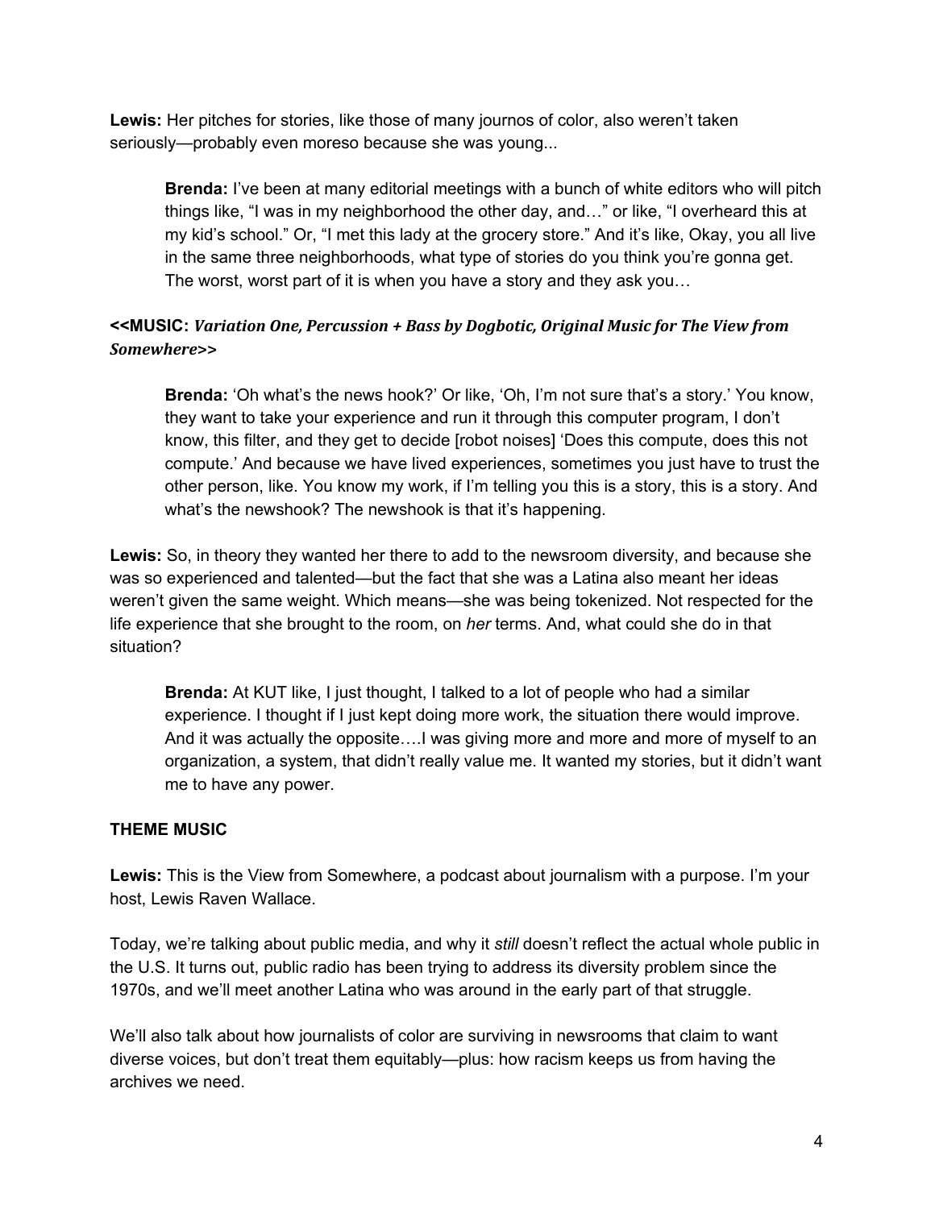**Lewis:** Her pitches for stories, like those of many journos of color, also weren't taken seriously—probably even moreso because she was young...

> **Brenda:** I've been at many editorial meetings with a bunch of white editors who will pitch things like, "I was in my neighborhood the other day, and…" or like, "I overheard this at my kid's school." Or, "I met this lady at the grocery store." And it's like, Okay, you all live in the same three neighborhoods, what type of stories do you think you're gonna get. The worst, worst part of it is when you have a story and they ask you…

**<<MUSIC:** ***Variation One, Percussion + Bass by Dogbotic, Original Music for The View from Somewhere*****>>**

> **Brenda:** 'Oh what's the news hook?' Or like, 'Oh, I'm not sure that's a story.' You know, they want to take your experience and run it through this computer program, I don't know, this filter, and they get to decide [robot noises] 'Does this compute, does this not compute.' And because we have lived experiences, sometimes you just have to trust the other person, like. You know my work, if I'm telling you this is a story, this is a story. And what's the newshook? The newshook is that it's happening.

**Lewis:** So, in theory they wanted her there to add to the newsroom diversity, and because she was so experienced and talented—but the fact that she was a Latina also meant her ideas weren't given the same weight. Which means—she was being tokenized. Not respected for the life experience that she brought to the room, on *her* terms. And, what could she do in that situation?

> **Brenda:** At KUT like, I just thought, I talked to a lot of people who had a similar experience. I thought if I just kept doing more work, the situation there would improve. And it was actually the opposite….I was giving more and more and more of myself to an organization, a system, that didn't really value me. It wanted my stories, but it didn't want me to have any power.

**THEME MUSIC**

**Lewis:** This is the View from Somewhere, a podcast about journalism with a purpose. I'm your host, Lewis Raven Wallace.

Today, we're talking about public media, and why it *still* doesn't reflect the actual whole public in the U.S. It turns out, public radio has been trying to address its diversity problem since the 1970s, and we'll meet another Latina who was around in the early part of that struggle.

We'll also talk about how journalists of color are surviving in newsrooms that claim to want diverse voices, but don't treat them equitably—plus: how racism keeps us from having the archives we need.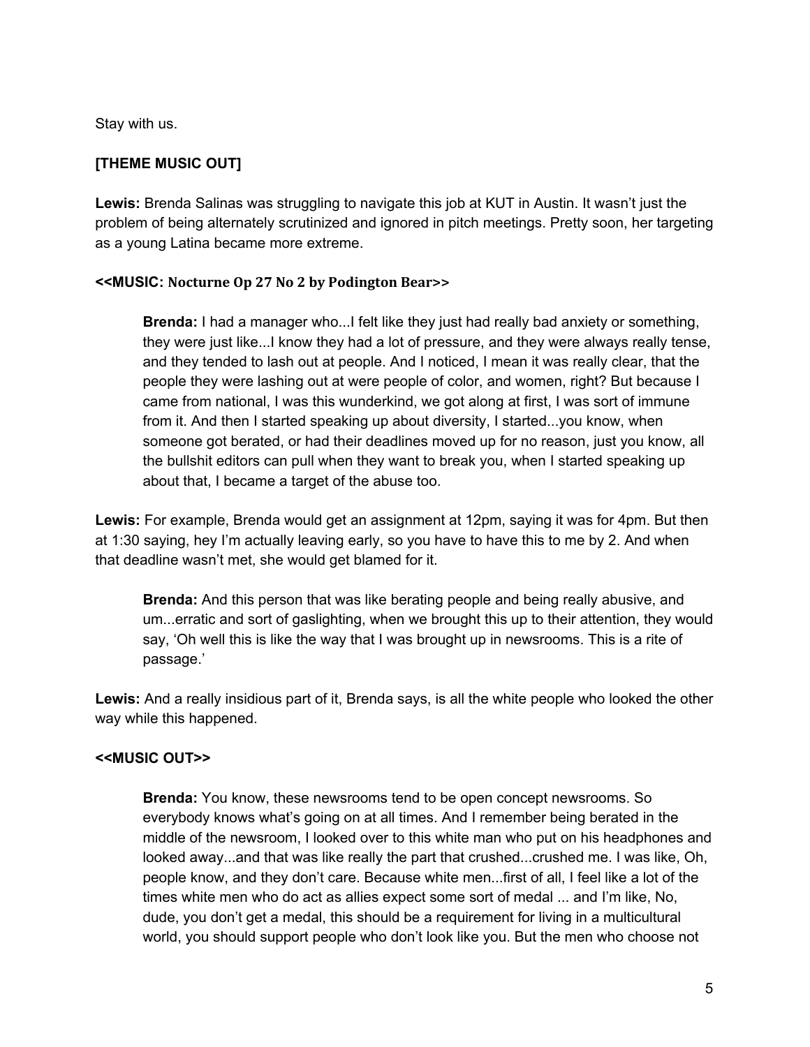Stay with us.

**[THEME MUSIC OUT]**

**Lewis:** Brenda Salinas was struggling to navigate this job at KUT in Austin. It wasn't just the problem of being alternately scrutinized and ignored in pitch meetings. Pretty soon, her targeting as a young Latina became more extreme.

**<<MUSIC: Nocturne Op 27 No 2 by Podington Bear>>**

> **Brenda:** I had a manager who...I felt like they just had really bad anxiety or something, they were just like...I know they had a lot of pressure, and they were always really tense, and they tended to lash out at people. And I noticed, I mean it was really clear, that the people they were lashing out at were people of color, and women, right? But because I came from national, I was this wunderkind, we got along at first, I was sort of immune from it. And then I started speaking up about diversity, I started...you know, when someone got berated, or had their deadlines moved up for no reason, just you know, all the bullshit editors can pull when they want to break you, when I started speaking up about that, I became a target of the abuse too.

**Lewis:** For example, Brenda would get an assignment at 12pm, saying it was for 4pm. But then at 1:30 saying, hey I'm actually leaving early, so you have to have this to me by 2. And when that deadline wasn't met, she would get blamed for it.

> **Brenda:** And this person that was like berating people and being really abusive, and um...erratic and sort of gaslighting, when we brought this up to their attention, they would say, 'Oh well this is like the way that I was brought up in newsrooms. This is a rite of passage.'

**Lewis:** And a really insidious part of it, Brenda says, is all the white people who looked the other way while this happened.

**<<MUSIC OUT>>**

> **Brenda:** You know, these newsrooms tend to be open concept newsrooms. So everybody knows what's going on at all times. And I remember being berated in the middle of the newsroom, I looked over to this white man who put on his headphones and looked away...and that was like really the part that crushed...crushed me. I was like, Oh, people know, and they don't care. Because white men...first of all, I feel like a lot of the times white men who do act as allies expect some sort of medal ... and I'm like, No, dude, you don't get a medal, this should be a requirement for living in a multicultural world, you should support people who don't look like you. But the men who choose not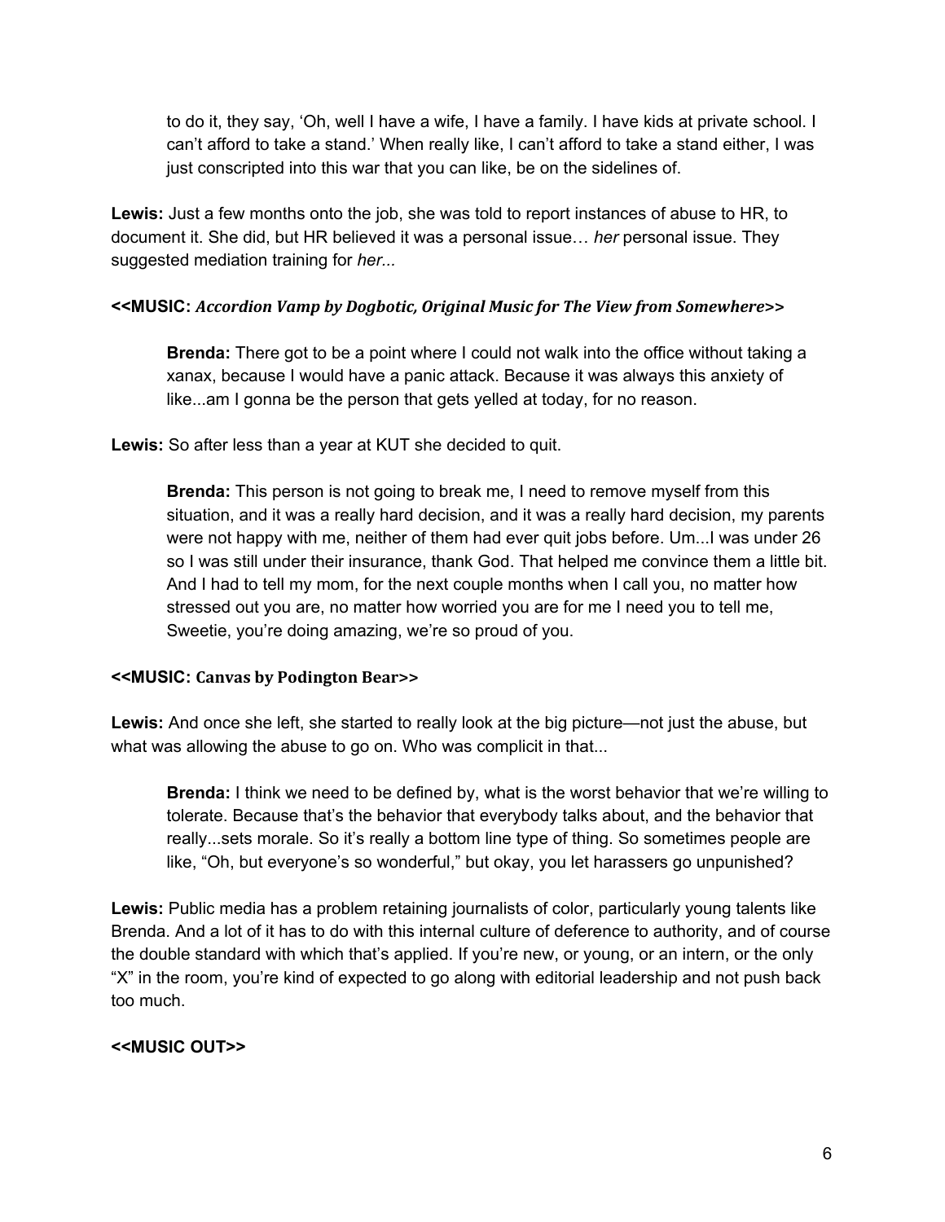> to do it, they say, 'Oh, well I have a wife, I have a family. I have kids at private school. I can't afford to take a stand.' When really like, I can't afford to take a stand either, I was just conscripted into this war that you can like, be on the sidelines of.

**Lewis:** Just a few months onto the job, she was told to report instances of abuse to HR, to document it. She did, but HR believed it was a personal issue… *her* personal issue. They suggested mediation training for *her...*

**<<MUSIC:** ***Accordion Vamp by Dogbotic, Original Music for The View from Somewhere*>>**

> **Brenda:** There got to be a point where I could not walk into the office without taking a xanax, because I would have a panic attack. Because it was always this anxiety of like...am I gonna be the person that gets yelled at today, for no reason.

**Lewis:** So after less than a year at KUT she decided to quit.

> **Brenda:** This person is not going to break me, I need to remove myself from this situation, and it was a really hard decision, and it was a really hard decision, my parents were not happy with me, neither of them had ever quit jobs before. Um...I was under 26 so I was still under their insurance, thank God. That helped me convince them a little bit. And I had to tell my mom, for the next couple months when I call you, no matter how stressed out you are, no matter how worried you are for me I need you to tell me, Sweetie, you're doing amazing, we're so proud of you.

**<<MUSIC: Canvas by Podington Bear>>**

**Lewis:** And once she left, she started to really look at the big picture—not just the abuse, but what was allowing the abuse to go on. Who was complicit in that...

> **Brenda:** I think we need to be defined by, what is the worst behavior that we're willing to tolerate. Because that's the behavior that everybody talks about, and the behavior that really...sets morale. So it's really a bottom line type of thing. So sometimes people are like, "Oh, but everyone's so wonderful," but okay, you let harassers go unpunished?

**Lewis:** Public media has a problem retaining journalists of color, particularly young talents like Brenda. And a lot of it has to do with this internal culture of deference to authority, and of course the double standard with which that's applied. If you're new, or young, or an intern, or the only "X" in the room, you're kind of expected to go along with editorial leadership and not push back too much.

**<<MUSIC OUT>>**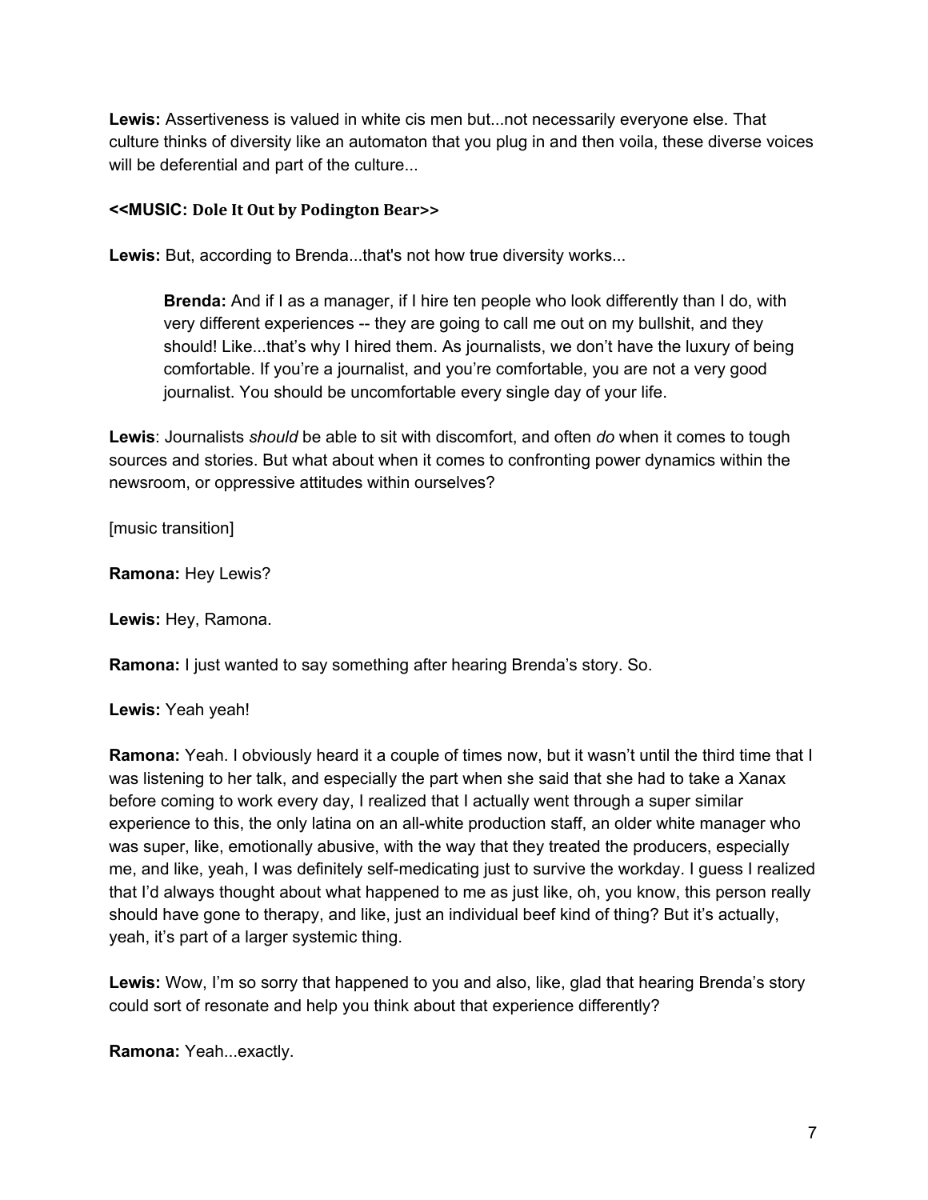**Lewis:** Assertiveness is valued in white cis men but...not necessarily everyone else. That culture thinks of diversity like an automaton that you plug in and then voila, these diverse voices will be deferential and part of the culture...

**<<MUSIC: Dole It Out by Podington Bear>>**

**Lewis:** But, according to Brenda...that's not how true diversity works...

> **Brenda:** And if I as a manager, if I hire ten people who look differently than I do, with very different experiences -- they are going to call me out on my bullshit, and they should! Like...that's why I hired them. As journalists, we don't have the luxury of being comfortable. If you're a journalist, and you're comfortable, you are not a very good journalist. You should be uncomfortable every single day of your life.

**Lewis**: Journalists *should* be able to sit with discomfort, and often *do* when it comes to tough sources and stories. But what about when it comes to confronting power dynamics within the newsroom, or oppressive attitudes within ourselves?

[music transition]

**Ramona:** Hey Lewis?

**Lewis:** Hey, Ramona.

**Ramona:** I just wanted to say something after hearing Brenda's story. So.

**Lewis:** Yeah yeah!

**Ramona:** Yeah. I obviously heard it a couple of times now, but it wasn't until the third time that I was listening to her talk, and especially the part when she said that she had to take a Xanax before coming to work every day, I realized that I actually went through a super similar experience to this, the only latina on an all-white production staff, an older white manager who was super, like, emotionally abusive, with the way that they treated the producers, especially me, and like, yeah, I was definitely self-medicating just to survive the workday. I guess I realized that I'd always thought about what happened to me as just like, oh, you know, this person really should have gone to therapy, and like, just an individual beef kind of thing? But it's actually, yeah, it's part of a larger systemic thing.

**Lewis:** Wow, I'm so sorry that happened to you and also, like, glad that hearing Brenda's story could sort of resonate and help you think about that experience differently?

**Ramona:** Yeah...exactly.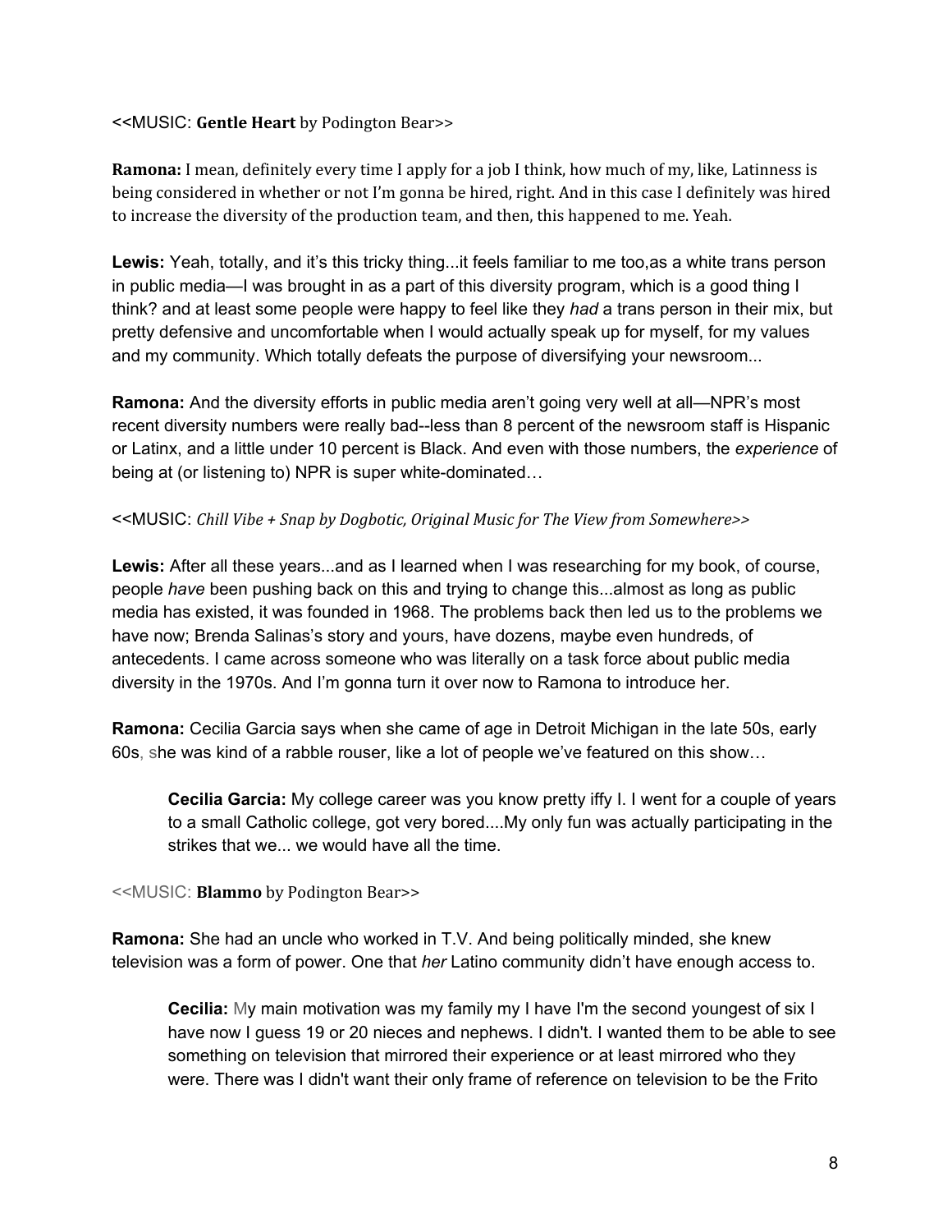<<MUSIC: **Gentle Heart** by Podington Bear>>

**Ramona:** I mean, definitely every time I apply for a job I think, how much of my, like, Latinness is being considered in whether or not I'm gonna be hired, right. And in this case I definitely was hired to increase the diversity of the production team, and then, this happened to me. Yeah.

**Lewis:** Yeah, totally, and it's this tricky thing...it feels familiar to me too,as a white trans person in public media—I was brought in as a part of this diversity program, which is a good thing I think? and at least some people were happy to feel like they *had* a trans person in their mix, but pretty defensive and uncomfortable when I would actually speak up for myself, for my values and my community. Which totally defeats the purpose of diversifying your newsroom...

**Ramona:** And the diversity efforts in public media aren't going very well at all—NPR's most recent diversity numbers were really bad--less than 8 percent of the newsroom staff is Hispanic or Latinx, and a little under 10 percent is Black. And even with those numbers, the *experience* of being at (or listening to) NPR is super white-dominated…

<<MUSIC: *Chill Vibe + Snap by Dogbotic, Original Music for The View from Somewhere*>>

**Lewis:** After all these years...and as I learned when I was researching for my book, of course, people *have* been pushing back on this and trying to change this...almost as long as public media has existed, it was founded in 1968. The problems back then led us to the problems we have now; Brenda Salinas's story and yours, have dozens, maybe even hundreds, of antecedents. I came across someone who was literally on a task force about public media diversity in the 1970s. And I'm gonna turn it over now to Ramona to introduce her.

**Ramona:** Cecilia Garcia says when she came of age in Detroit Michigan in the late 50s, early 60s, she was kind of a rabble rouser, like a lot of people we've featured on this show…

> **Cecilia Garcia:** My college career was you know pretty iffy I. I went for a couple of years to a small Catholic college, got very bored....My only fun was actually participating in the strikes that we... we would have all the time.

<<MUSIC: **Blammo** by Podington Bear>>

**Ramona:** She had an uncle who worked in T.V. And being politically minded, she knew television was a form of power. One that *her* Latino community didn't have enough access to.

> **Cecilia:** My main motivation was my family my I have I'm the second youngest of six I have now I guess 19 or 20 nieces and nephews. I didn't. I wanted them to be able to see something on television that mirrored their experience or at least mirrored who they were. There was I didn't want their only frame of reference on television to be the Frito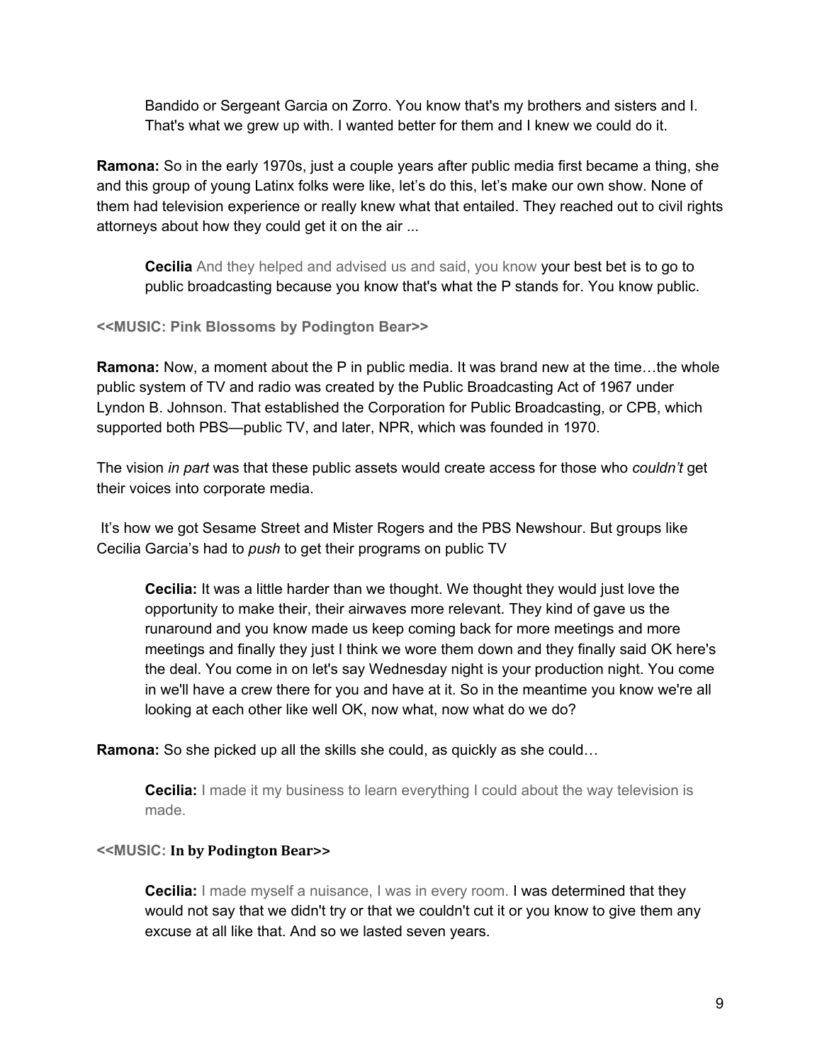Bandido or Sergeant Garcia on Zorro. You know that's my brothers and sisters and I. That's what we grew up with. I wanted better for them and I knew we could do it.

**Ramona:** So in the early 1970s, just a couple years after public media first became a thing, she and this group of young Latinx folks were like, let's do this, let's make our own show. None of them had television experience or really knew what that entailed. They reached out to civil rights attorneys about how they could get it on the air ...

**Cecilia** And they helped and advised us and said, you know your best bet is to go to public broadcasting because you know that's what the P stands for. You know public.

**<<MUSIC: Pink Blossoms by Podington Bear>>**

**Ramona:** Now, a moment about the P in public media. It was brand new at the time…the whole public system of TV and radio was created by the Public Broadcasting Act of 1967 under Lyndon B. Johnson. That established the Corporation for Public Broadcasting, or CPB, which supported both PBS—public TV, and later, NPR, which was founded in 1970.

The vision *in part* was that these public assets would create access for those who *couldn't* get their voices into corporate media.

It's how we got Sesame Street and Mister Rogers and the PBS Newshour. But groups like Cecilia Garcia's had to *push* to get their programs on public TV

**Cecilia:** It was a little harder than we thought. We thought they would just love the opportunity to make their, their airwaves more relevant. They kind of gave us the runaround and you know made us keep coming back for more meetings and more meetings and finally they just I think we wore them down and they finally said OK here's the deal. You come in on let's say Wednesday night is your production night. You come in we'll have a crew there for you and have at it. So in the meantime you know we're all looking at each other like well OK, now what, now what do we do?

**Ramona:** So she picked up all the skills she could, as quickly as she could…

**Cecilia:** I made it my business to learn everything I could about the way television is made.

**<<MUSIC: In by Podington Bear>>**

**Cecilia:** I made myself a nuisance, I was in every room. I was determined that they would not say that we didn't try or that we couldn't cut it or you know to give them any excuse at all like that. And so we lasted seven years.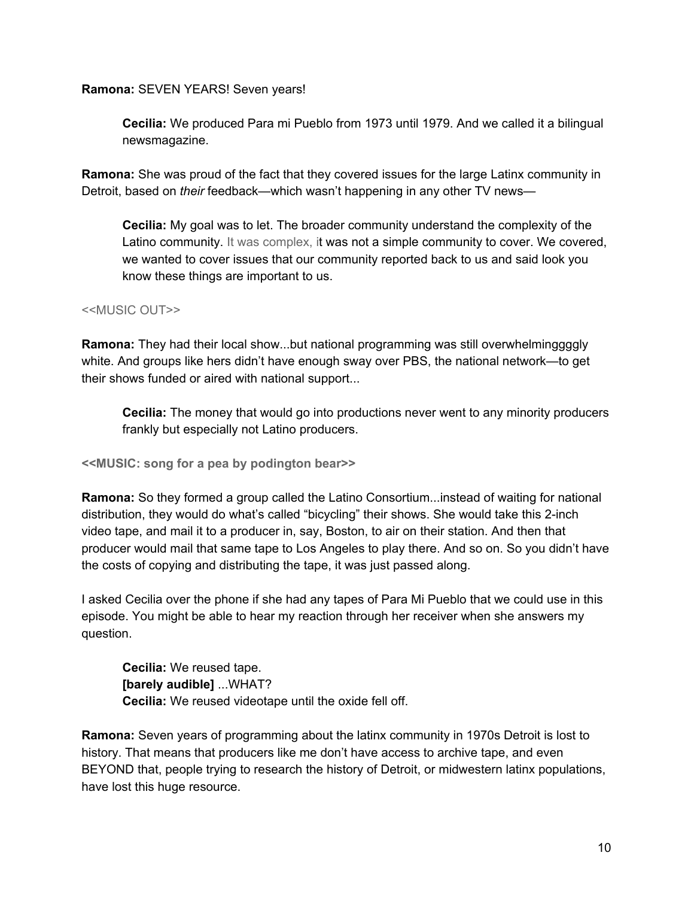**Ramona:** SEVEN YEARS! Seven years!

> **Cecilia:** We produced Para mi Pueblo from 1973 until 1979. And we called it a bilingual newsmagazine.

**Ramona:** She was proud of the fact that they covered issues for the large Latinx community in Detroit, based on *their* feedback—which wasn't happening in any other TV news—

> **Cecilia:** My goal was to let. The broader community understand the complexity of the Latino community. It was complex, it was not a simple community to cover. We covered, we wanted to cover issues that our community reported back to us and said look you know these things are important to us.

<<MUSIC OUT>>

**Ramona:** They had their local show...but national programming was still overwhelminggggly white. And groups like hers didn't have enough sway over PBS, the national network—to get their shows funded or aired with national support...

> **Cecilia:** The money that would go into productions never went to any minority producers frankly but especially not Latino producers.

**<<MUSIC: song for a pea by podington bear>>**

**Ramona:** So they formed a group called the Latino Consortium...instead of waiting for national distribution, they would do what's called "bicycling" their shows. She would take this 2-inch video tape, and mail it to a producer in, say, Boston, to air on their station. And then that producer would mail that same tape to Los Angeles to play there. And so on. So you didn't have the costs of copying and distributing the tape, it was just passed along.

I asked Cecilia over the phone if she had any tapes of Para Mi Pueblo that we could use in this episode. You might be able to hear my reaction through her receiver when she answers my question.

> **Cecilia:** We reused tape.
> **[barely audible]** ...WHAT?
> **Cecilia:** We reused videotape until the oxide fell off.

**Ramona:** Seven years of programming about the latinx community in 1970s Detroit is lost to history. That means that producers like me don't have access to archive tape, and even BEYOND that, people trying to research the history of Detroit, or midwestern latinx populations, have lost this huge resource.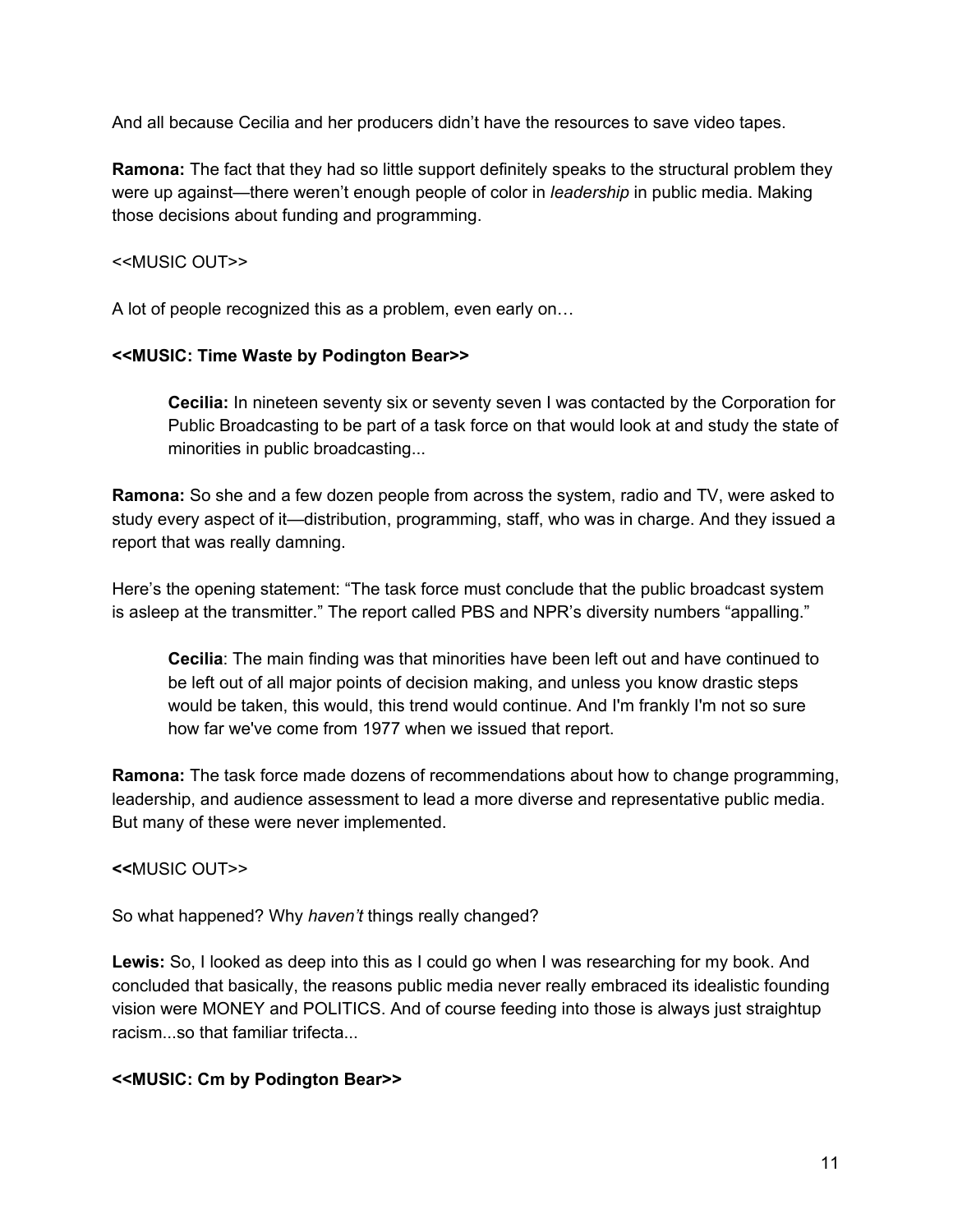And all because Cecilia and her producers didn't have the resources to save video tapes.

**Ramona:** The fact that they had so little support definitely speaks to the structural problem they were up against—there weren't enough people of color in *leadership* in public media. Making those decisions about funding and programming.

<<MUSIC OUT>>

A lot of people recognized this as a problem, even early on…

**<<MUSIC: Time Waste by Podington Bear>>**

> **Cecilia:** In nineteen seventy six or seventy seven I was contacted by the Corporation for Public Broadcasting to be part of a task force on that would look at and study the state of minorities in public broadcasting...

**Ramona:** So she and a few dozen people from across the system, radio and TV, were asked to study every aspect of it—distribution, programming, staff, who was in charge. And they issued a report that was really damning.

Here's the opening statement: "The task force must conclude that the public broadcast system is asleep at the transmitter." The report called PBS and NPR's diversity numbers "appalling."

> **Cecilia**: The main finding was that minorities have been left out and have continued to be left out of all major points of decision making, and unless you know drastic steps would be taken, this would, this trend would continue. And I'm frankly I'm not so sure how far we've come from 1977 when we issued that report.

**Ramona:** The task force made dozens of recommendations about how to change programming, leadership, and audience assessment to lead a more diverse and representative public media. But many of these were never implemented.

**<<**MUSIC OUT>>

So what happened? Why *haven't* things really changed?

**Lewis:** So, I looked as deep into this as I could go when I was researching for my book. And concluded that basically, the reasons public media never really embraced its idealistic founding vision were MONEY and POLITICS. And of course feeding into those is always just straightup racism...so that familiar trifecta...

**<<MUSIC: Cm by Podington Bear>>**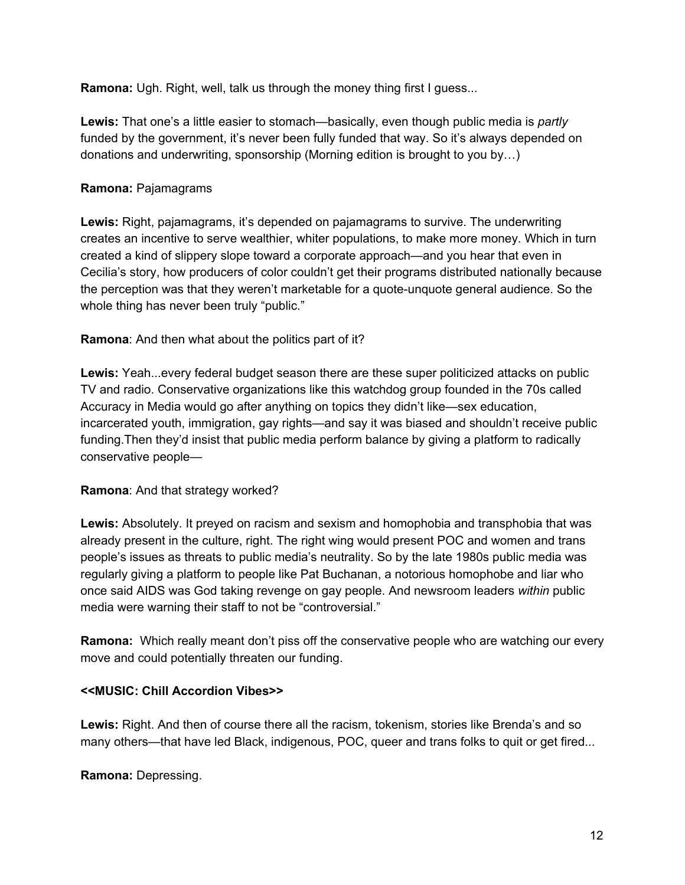**Ramona:** Ugh. Right, well, talk us through the money thing first I guess...

**Lewis:** That one's a little easier to stomach—basically, even though public media is *partly* funded by the government, it's never been fully funded that way. So it's always depended on donations and underwriting, sponsorship (Morning edition is brought to you by…)

**Ramona:** Pajamagrams

**Lewis:** Right, pajamagrams, it's depended on pajamagrams to survive. The underwriting creates an incentive to serve wealthier, whiter populations, to make more money. Which in turn created a kind of slippery slope toward a corporate approach—and you hear that even in Cecilia's story, how producers of color couldn't get their programs distributed nationally because the perception was that they weren't marketable for a quote-unquote general audience. So the whole thing has never been truly "public."

**Ramona**: And then what about the politics part of it?

**Lewis:** Yeah...every federal budget season there are these super politicized attacks on public TV and radio. Conservative organizations like this watchdog group founded in the 70s called Accuracy in Media would go after anything on topics they didn't like—sex education, incarcerated youth, immigration, gay rights—and say it was biased and shouldn't receive public funding.Then they'd insist that public media perform balance by giving a platform to radically conservative people—

**Ramona**: And that strategy worked?

**Lewis:** Absolutely. It preyed on racism and sexism and homophobia and transphobia that was already present in the culture, right. The right wing would present POC and women and trans people's issues as threats to public media's neutrality. So by the late 1980s public media was regularly giving a platform to people like Pat Buchanan, a notorious homophobe and liar who once said AIDS was God taking revenge on gay people. And newsroom leaders *within* public media were warning their staff to not be "controversial."

**Ramona:** Which really meant don't piss off the conservative people who are watching our every move and could potentially threaten our funding.

**<<MUSIC: Chill Accordion Vibes>>**

**Lewis:** Right. And then of course there all the racism, tokenism, stories like Brenda's and so many others—that have led Black, indigenous, POC, queer and trans folks to quit or get fired...

**Ramona:** Depressing.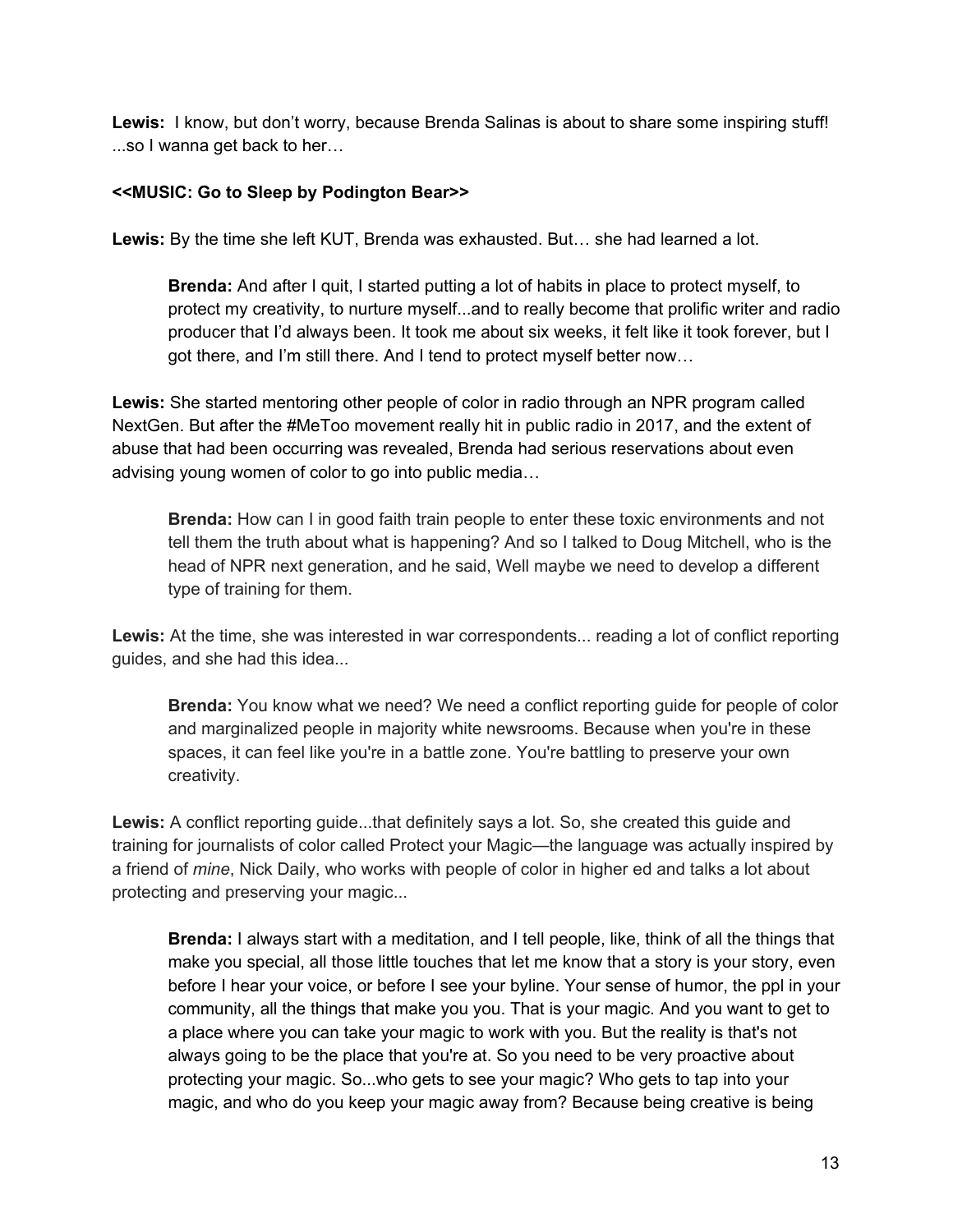**Lewis:** I know, but don't worry, because Brenda Salinas is about to share some inspiring stuff! ...so I wanna get back to her…

**<<MUSIC: Go to Sleep by Podington Bear>>**

**Lewis:** By the time she left KUT, Brenda was exhausted. But… she had learned a lot.

> **Brenda:** And after I quit, I started putting a lot of habits in place to protect myself, to protect my creativity, to nurture myself...and to really become that prolific writer and radio producer that I'd always been. It took me about six weeks, it felt like it took forever, but I got there, and I'm still there. And I tend to protect myself better now…

**Lewis:** She started mentoring other people of color in radio through an NPR program called NextGen. But after the #MeToo movement really hit in public radio in 2017, and the extent of abuse that had been occurring was revealed, Brenda had serious reservations about even advising young women of color to go into public media…

> **Brenda:** How can I in good faith train people to enter these toxic environments and not tell them the truth about what is happening? And so I talked to Doug Mitchell, who is the head of NPR next generation, and he said, Well maybe we need to develop a different type of training for them.

**Lewis:** At the time, she was interested in war correspondents... reading a lot of conflict reporting guides, and she had this idea...

> **Brenda:** You know what we need? We need a conflict reporting guide for people of color and marginalized people in majority white newsrooms. Because when you're in these spaces, it can feel like you're in a battle zone. You're battling to preserve your own creativity.

**Lewis:** A conflict reporting guide...that definitely says a lot. So, she created this guide and training for journalists of color called Protect your Magic—the language was actually inspired by a friend of *mine*, Nick Daily, who works with people of color in higher ed and talks a lot about protecting and preserving your magic...

> **Brenda:** I always start with a meditation, and I tell people, like, think of all the things that make you special, all those little touches that let me know that a story is your story, even before I hear your voice, or before I see your byline. Your sense of humor, the ppl in your community, all the things that make you you. That is your magic. And you want to get to a place where you can take your magic to work with you. But the reality is that's not always going to be the place that you're at. So you need to be very proactive about protecting your magic. So...who gets to see your magic? Who gets to tap into your magic, and who do you keep your magic away from? Because being creative is being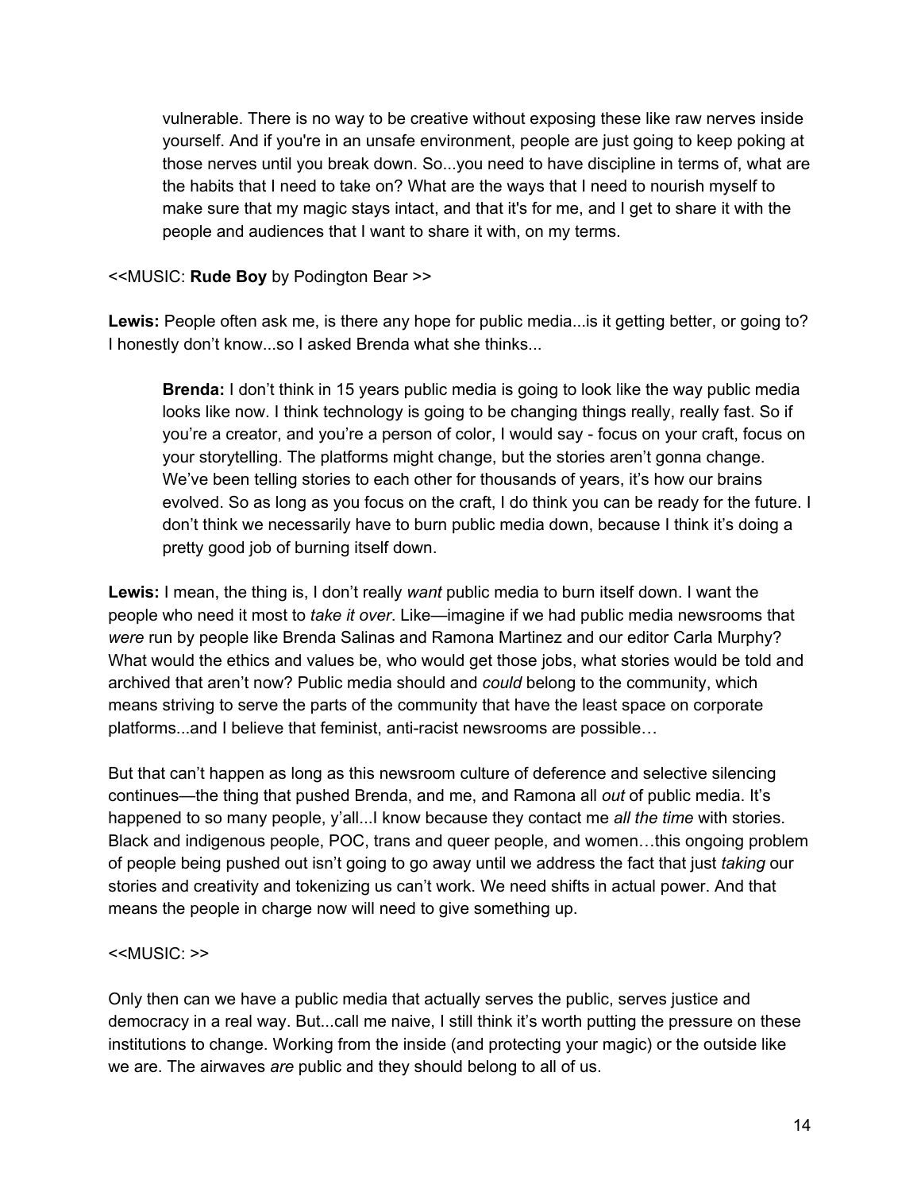> vulnerable. There is no way to be creative without exposing these like raw nerves inside yourself. And if you're in an unsafe environment, people are just going to keep poking at those nerves until you break down. So...you need to have discipline in terms of, what are the habits that I need to take on? What are the ways that I need to nourish myself to make sure that my magic stays intact, and that it's for me, and I get to share it with the people and audiences that I want to share it with, on my terms.

<<MUSIC: **Rude Boy** by Podington Bear >>

**Lewis:** People often ask me, is there any hope for public media...is it getting better, or going to? I honestly don't know...so I asked Brenda what she thinks...

> **Brenda:** I don't think in 15 years public media is going to look like the way public media looks like now. I think technology is going to be changing things really, really fast. So if you're a creator, and you're a person of color, I would say - focus on your craft, focus on your storytelling. The platforms might change, but the stories aren't gonna change. We've been telling stories to each other for thousands of years, it's how our brains evolved. So as long as you focus on the craft, I do think you can be ready for the future. I don't think we necessarily have to burn public media down, because I think it's doing a pretty good job of burning itself down.

**Lewis:** I mean, the thing is, I don't really *want* public media to burn itself down. I want the people who need it most to *take it over*. Like—imagine if we had public media newsrooms that *were* run by people like Brenda Salinas and Ramona Martinez and our editor Carla Murphy? What would the ethics and values be, who would get those jobs, what stories would be told and archived that aren't now? Public media should and *could* belong to the community, which means striving to serve the parts of the community that have the least space on corporate platforms...and I believe that feminist, anti-racist newsrooms are possible…

But that can't happen as long as this newsroom culture of deference and selective silencing continues—the thing that pushed Brenda, and me, and Ramona all *out* of public media. It's happened to so many people, y'all...I know because they contact me *all the time* with stories. Black and indigenous people, POC, trans and queer people, and women…this ongoing problem of people being pushed out isn't going to go away until we address the fact that just *taking* our stories and creativity and tokenizing us can't work. We need shifts in actual power. And that means the people in charge now will need to give something up.

<<MUSIC: >>

Only then can we have a public media that actually serves the public, serves justice and democracy in a real way. But...call me naive, I still think it's worth putting the pressure on these institutions to change. Working from the inside (and protecting your magic) or the outside like we are. The airwaves *are* public and they should belong to all of us.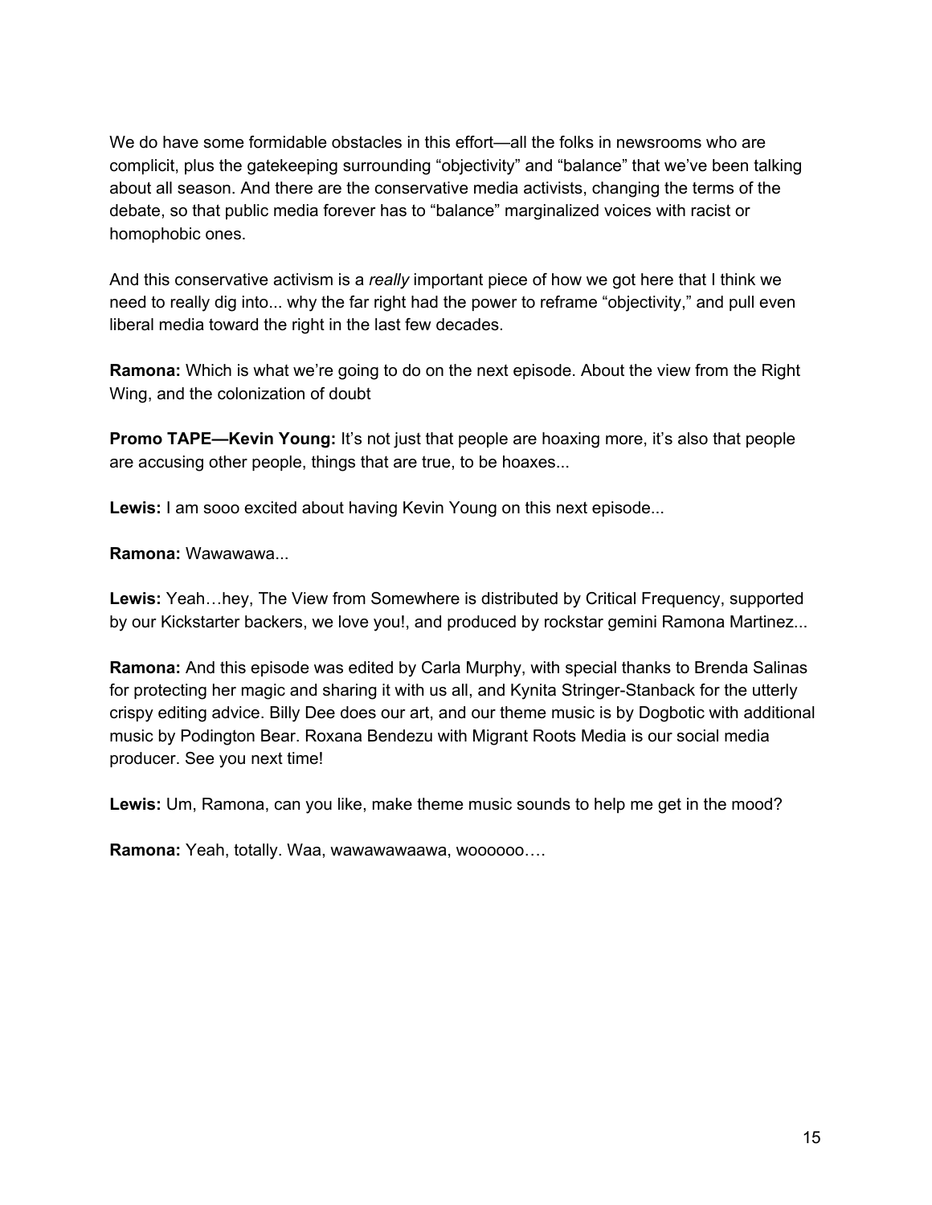We do have some formidable obstacles in this effort—all the folks in newsrooms who are complicit, plus the gatekeeping surrounding “objectivity” and “balance” that we’ve been talking about all season. And there are the conservative media activists, changing the terms of the debate, so that public media forever has to “balance” marginalized voices with racist or homophobic ones.

And this conservative activism is a *really* important piece of how we got here that I think we need to really dig into... why the far right had the power to reframe “objectivity,” and pull even liberal media toward the right in the last few decades.

**Ramona:** Which is what we’re going to do on the next episode. About the view from the Right Wing, and the colonization of doubt

**Promo TAPE—Kevin Young:** It’s not just that people are hoaxing more, it’s also that people are accusing other people, things that are true, to be hoaxes...

**Lewis:** I am sooo excited about having Kevin Young on this next episode...

**Ramona:** Wawawawa...

**Lewis:** Yeah…hey, The View from Somewhere is distributed by Critical Frequency, supported by our Kickstarter backers, we love you!, and produced by rockstar gemini Ramona Martinez...

**Ramona:** And this episode was edited by Carla Murphy, with special thanks to Brenda Salinas for protecting her magic and sharing it with us all, and Kynita Stringer-Stanback for the utterly crispy editing advice. Billy Dee does our art, and our theme music is by Dogbotic with additional music by Podington Bear. Roxana Bendezu with Migrant Roots Media is our social media producer. See you next time!

**Lewis:** Um, Ramona, can you like, make theme music sounds to help me get in the mood?

**Ramona:** Yeah, totally. Waa, wawawawaawa, woooooo….